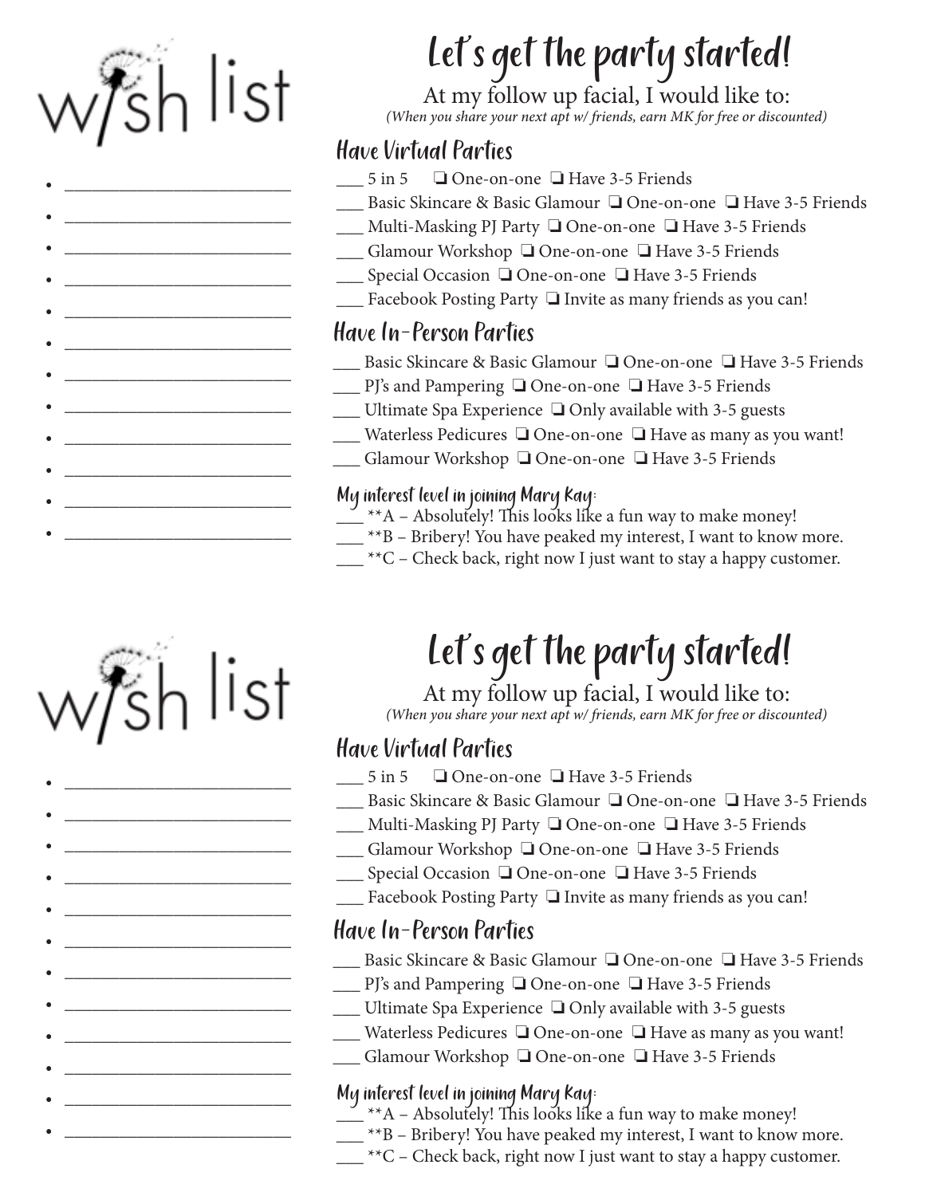# wish list

- ___________________________
- ___________________________
- ___________________________
- ___________________________
- ___________________________
- ___________________________
- ___________________________
- ___________________________
- ___________________________
- ___________________________
- ___________________________
- ___________________________

# Let's get the party started!

At my follow up facial, I would like to:

*(When you share your next apt w/ friends, earn MK for free or discounted)*

## Have Virtual Parties

___ 5 in 5 ❑ One-on-one ❑ Have 3-5 Friends
___ Basic Skincare & Basic Glamour ❑ One-on-one ❑ Have 3-5 Friends
___ Multi-Masking PJ Party ❑ One-on-one ❑ Have 3-5 Friends
___ Glamour Workshop ❑ One-on-one ❑ Have 3-5 Friends
___ Special Occasion ❑ One-on-one ❑ Have 3-5 Friends
___ Facebook Posting Party ❑ Invite as many friends as you can!

## Have In-Person Parties

___ Basic Skincare & Basic Glamour ❑ One-on-one ❑ Have 3-5 Friends
___ PJ's and Pampering ❑ One-on-one ❑ Have 3-5 Friends
___ Ultimate Spa Experience ❑ Only available with 3-5 guests
___ Waterless Pedicures ❑ One-on-one ❑ Have as many as you want!
___ Glamour Workshop ❑ One-on-one ❑ Have 3-5 Friends

### My interest level in joining Mary Kay:

___ **A – Absolutely! This looks like a fun way to make money!
___ **B – Bribery! You have peaked my interest, I want to know more.
___ **C – Check back, right now I just want to stay a happy customer.

# wish list

- ___________________________
- ___________________________
- ___________________________
- ___________________________
- ___________________________
- ___________________________
- ___________________________
- ___________________________
- ___________________________
- ___________________________
- ___________________________
- ___________________________

# Let's get the party started!

At my follow up facial, I would like to:

*(When you share your next apt w/ friends, earn MK for free or discounted)*

## Have Virtual Parties

___ 5 in 5 ❑ One-on-one ❑ Have 3-5 Friends
___ Basic Skincare & Basic Glamour ❑ One-on-one ❑ Have 3-5 Friends
___ Multi-Masking PJ Party ❑ One-on-one ❑ Have 3-5 Friends
___ Glamour Workshop ❑ One-on-one ❑ Have 3-5 Friends
___ Special Occasion ❑ One-on-one ❑ Have 3-5 Friends
___ Facebook Posting Party ❑ Invite as many friends as you can!

## Have In-Person Parties

___ Basic Skincare & Basic Glamour ❑ One-on-one ❑ Have 3-5 Friends
___ PJ's and Pampering ❑ One-on-one ❑ Have 3-5 Friends
___ Ultimate Spa Experience ❑ Only available with 3-5 guests
___ Waterless Pedicures ❑ One-on-one ❑ Have as many as you want!
___ Glamour Workshop ❑ One-on-one ❑ Have 3-5 Friends

### My interest level in joining Mary Kay:

___ **A – Absolutely! This looks like a fun way to make money!
___ **B – Bribery! You have peaked my interest, I want to know more.
___ **C – Check back, right now I just want to stay a happy customer.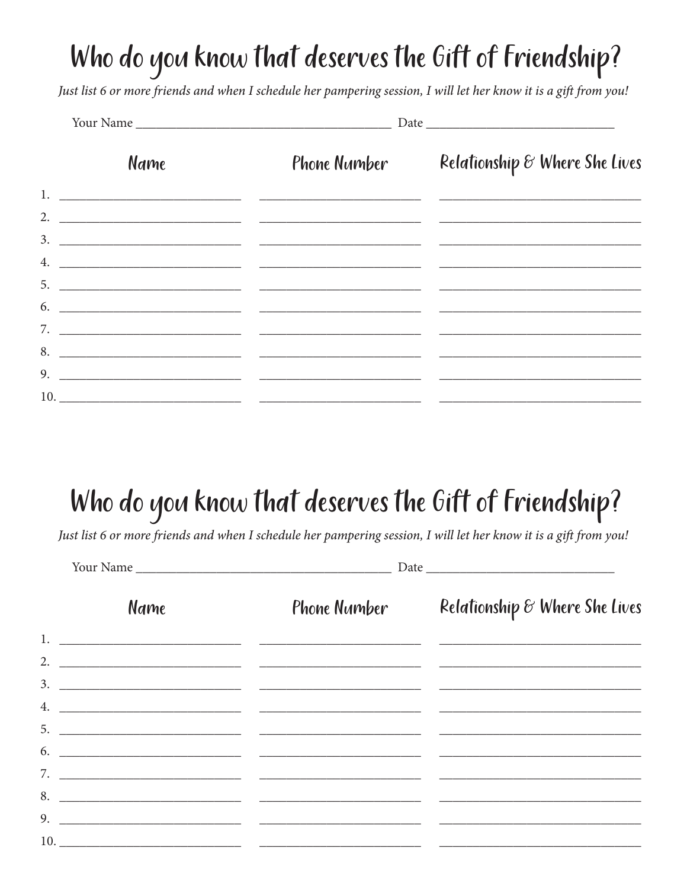# Who do you know that deserves the Gift of Friendship?

*Just list 6 or more friends and when I schedule her pampering session, I will let her know it is a gift from you!*

Your Name ________________________________________ Date ____________________________

| | Name | Phone Number | Relationship & Where She Lives |
|---|---|---|---|
| 1. | | | |
| 2. | | | |
| 3. | | | |
| 4. | | | |
| 5. | | | |
| 6. | | | |
| 7. | | | |
| 8. | | | |
| 9. | | | |
| 10. | | | |

# Who do you know that deserves the Gift of Friendship?

*Just list 6 or more friends and when I schedule her pampering session, I will let her know it is a gift from you!*

Your Name ________________________________________ Date ____________________________

| | Name | Phone Number | Relationship & Where She Lives |
|---|---|---|---|
| 1. | | | |
| 2. | | | |
| 3. | | | |
| 4. | | | |
| 5. | | | |
| 6. | | | |
| 7. | | | |
| 8. | | | |
| 9. | | | |
| 10. | | | |